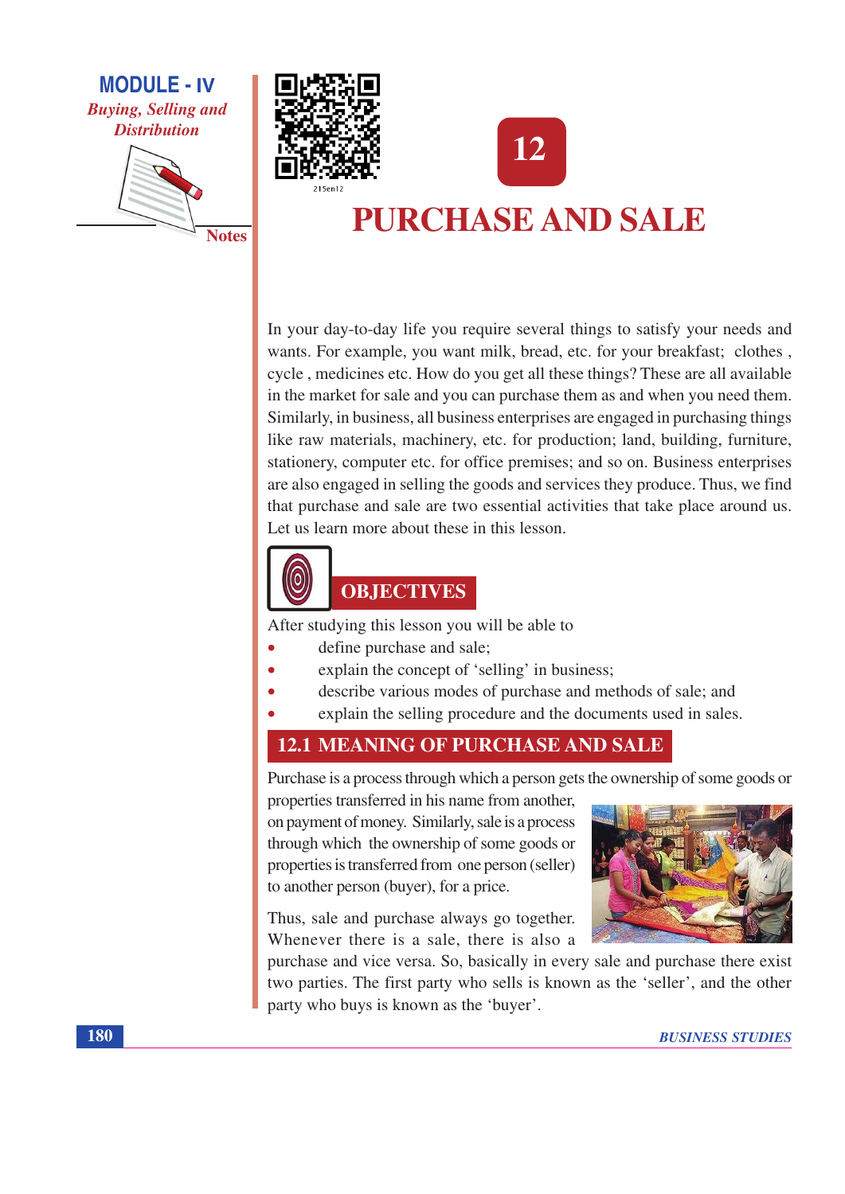# 12

# PURCHASE AND SALE

In your day-to-day life you require several things to satisfy your needs and wants. For example, you want milk, bread, etc. for your breakfast; clothes , cycle , medicines etc. How do you get all these things? These are all available in the market for sale and you can purchase them as and when you need them. Similarly, in business, all business enterprises are engaged in purchasing things like raw materials, machinery, etc. for production; land, building, furniture, stationery, computer etc. for office premises; and so on. Business enterprises are also engaged in selling the goods and services they produce. Thus, we find that purchase and sale are two essential activities that take place around us. Let us learn more about these in this lesson.

## OBJECTIVES

After studying this lesson you will be able to

- define purchase and sale;
- explain the concept of 'selling' in business;
- describe various modes of purchase and methods of sale; and
- explain the selling procedure and the documents used in sales.

## 12.1 MEANING OF PURCHASE AND SALE

Purchase is a process through which a person gets the ownership of some goods or properties transferred in his name from another, on payment of money. Similarly, sale is a process through which the ownership of some goods or properties is transferred from one person (seller) to another person (buyer), for a price.

Thus, sale and purchase always go together. Whenever there is a sale, there is also a purchase and vice versa. So, basically in every sale and purchase there exist two parties. The first party who sells is known as the 'seller', and the other party who buys is known as the 'buyer'.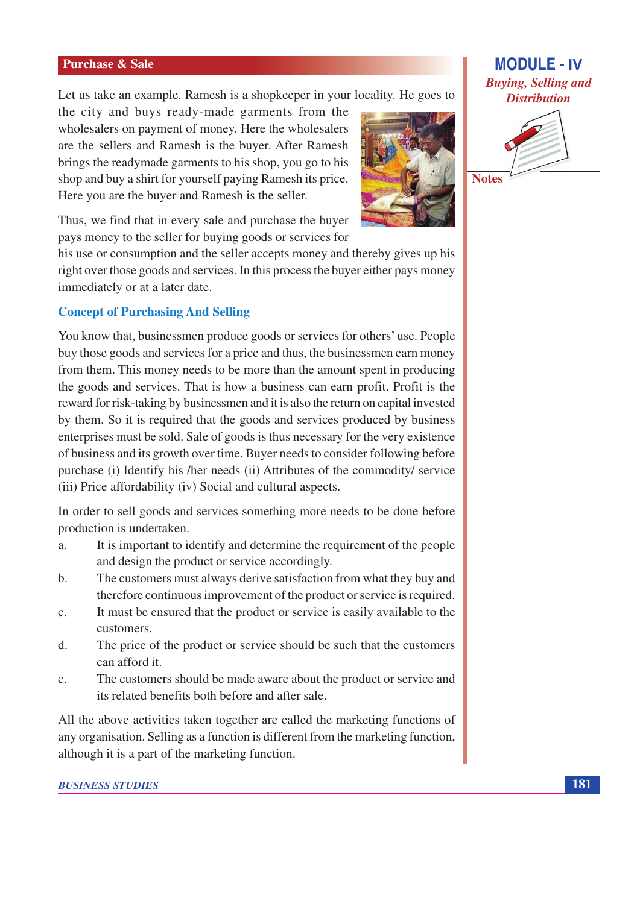Let us take an example. Ramesh is a shopkeeper in your locality. He goes to the city and buys ready-made garments from the wholesalers on payment of money. Here the wholesalers are the sellers and Ramesh is the buyer. After Ramesh brings the readymade garments to his shop, you go to his shop and buy a shirt for yourself paying Ramesh its price. Here you are the buyer and Ramesh is the seller.

Thus, we find that in every sale and purchase the buyer pays money to the seller for buying goods or services for his use or consumption and the seller accepts money and thereby gives up his right over those goods and services. In this process the buyer either pays money immediately or at a later date.

### Concept of Purchasing And Selling

You know that, businessmen produce goods or services for others' use. People buy those goods and services for a price and thus, the businessmen earn money from them. This money needs to be more than the amount spent in producing the goods and services. That is how a business can earn profit. Profit is the reward for risk-taking by businessmen and it is also the return on capital invested by them. So it is required that the goods and services produced by business enterprises must be sold. Sale of goods is thus necessary for the very existence of business and its growth over time. Buyer needs to consider following before purchase (i) Identify his /her needs (ii) Attributes of the commodity/ service (iii) Price affordability (iv) Social and cultural aspects.

In order to sell goods and services something more needs to be done before production is undertaken.

a. It is important to identify and determine the requirement of the people and design the product or service accordingly.
b. The customers must always derive satisfaction from what they buy and therefore continuous improvement of the product or service is required.
c. It must be ensured that the product or service is easily available to the customers.
d. The price of the product or service should be such that the customers can afford it.
e. The customers should be made aware about the product or service and its related benefits both before and after sale.

All the above activities taken together are called the marketing functions of any organisation. Selling as a function is different from the marketing function, although it is a part of the marketing function.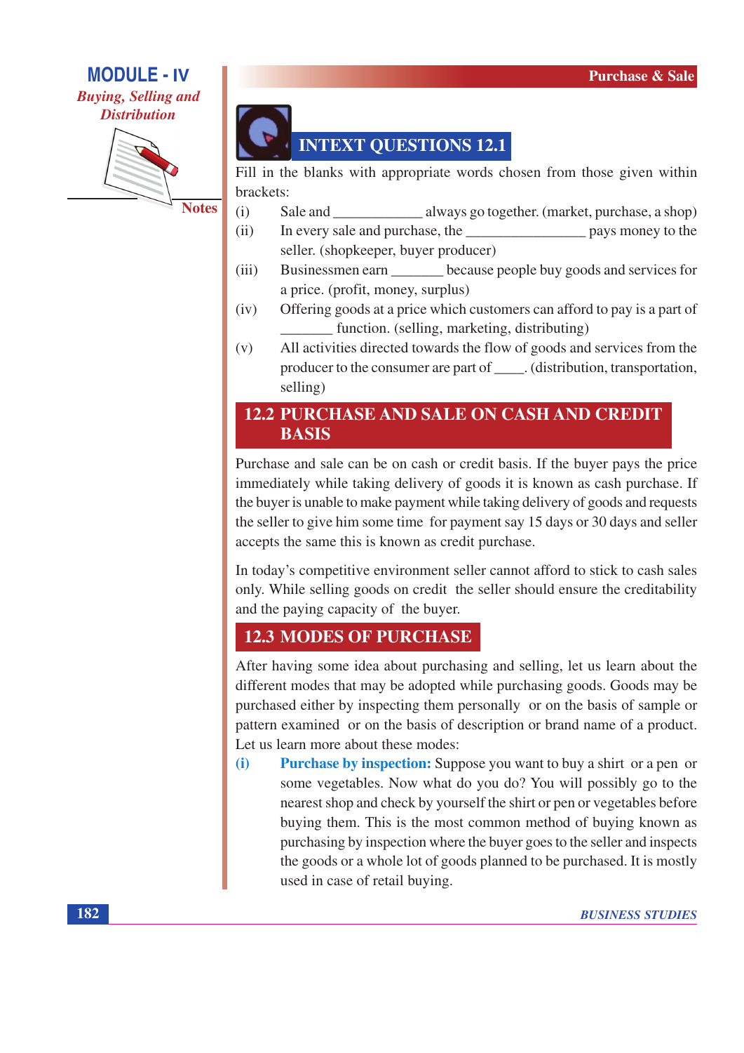## INTEXT QUESTIONS 12.1

Fill in the blanks with appropriate words chosen from those given within brackets:

(i) Sale and ____________ always go together. (market, purchase, a shop)

(ii) In every sale and purchase, the ________________ pays money to the seller. (shopkeeper, buyer producer)

(iii) Businessmen earn _______ because people buy goods and services for a price. (profit, money, surplus)

(iv) Offering goods at a price which customers can afford to pay is a part of _______ function. (selling, marketing, distributing)

(v) All activities directed towards the flow of goods and services from the producer to the consumer are part of ____. (distribution, transportation, selling)

## 12.2 PURCHASE AND SALE ON CASH AND CREDIT BASIS

Purchase and sale can be on cash or credit basis. If the buyer pays the price immediately while taking delivery of goods it is known as cash purchase. If the buyer is unable to make payment while taking delivery of goods and requests the seller to give him some time for payment say 15 days or 30 days and seller accepts the same this is known as credit purchase.

In today's competitive environment seller cannot afford to stick to cash sales only. While selling goods on credit the seller should ensure the creditability and the paying capacity of the buyer.

## 12.3 MODES OF PURCHASE

After having some idea about purchasing and selling, let us learn about the different modes that may be adopted while purchasing goods. Goods may be purchased either by inspecting them personally or on the basis of sample or pattern examined or on the basis of description or brand name of a product. Let us learn more about these modes:

**(i) Purchase by inspection:** Suppose you want to buy a shirt or a pen or some vegetables. Now what do you do? You will possibly go to the nearest shop and check by yourself the shirt or pen or vegetables before buying them. This is the most common method of buying known as purchasing by inspection where the buyer goes to the seller and inspects the goods or a whole lot of goods planned to be purchased. It is mostly used in case of retail buying.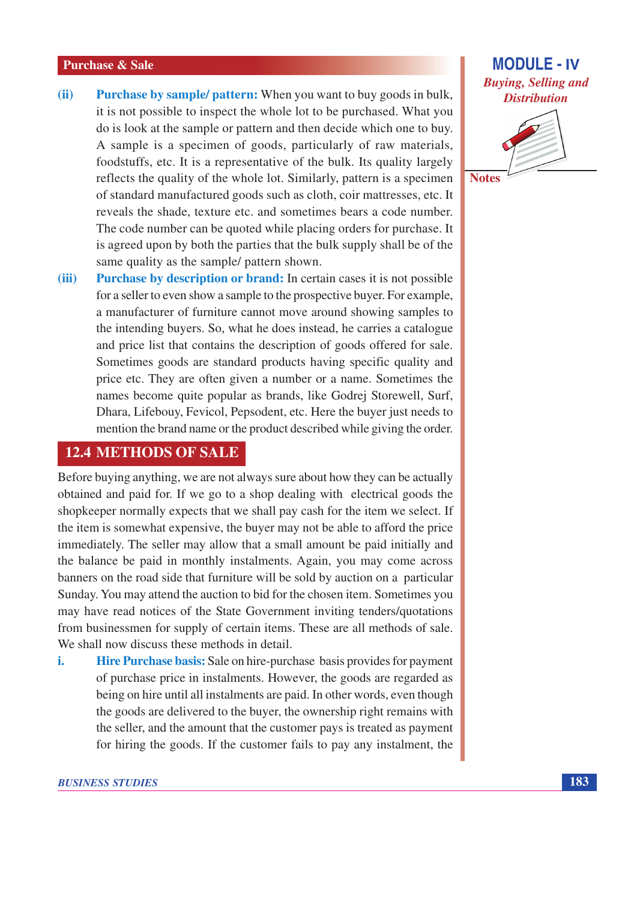**(ii) Purchase by sample/ pattern:** When you want to buy goods in bulk, it is not possible to inspect the whole lot to be purchased. What you do is look at the sample or pattern and then decide which one to buy. A sample is a specimen of goods, particularly of raw materials, foodstuffs, etc. It is a representative of the bulk. Its quality largely reflects the quality of the whole lot. Similarly, pattern is a specimen of standard manufactured goods such as cloth, coir mattresses, etc. It reveals the shade, texture etc. and sometimes bears a code number. The code number can be quoted while placing orders for purchase. It is agreed upon by both the parties that the bulk supply shall be of the same quality as the sample/ pattern shown.

**(iii) Purchase by description or brand:** In certain cases it is not possible for a seller to even show a sample to the prospective buyer. For example, a manufacturer of furniture cannot move around showing samples to the intending buyers. So, what he does instead, he carries a catalogue and price list that contains the description of goods offered for sale. Sometimes goods are standard products having specific quality and price etc. They are often given a number or a name. Sometimes the names become quite popular as brands, like Godrej Storewell, Surf, Dhara, Lifebouy, Fevicol, Pepsodent, etc. Here the buyer just needs to mention the brand name or the product described while giving the order.

## 12.4 METHODS OF SALE

Before buying anything, we are not always sure about how they can be actually obtained and paid for. If we go to a shop dealing with electrical goods the shopkeeper normally expects that we shall pay cash for the item we select. If the item is somewhat expensive, the buyer may not be able to afford the price immediately. The seller may allow that a small amount be paid initially and the balance be paid in monthly instalments. Again, you may come across banners on the road side that furniture will be sold by auction on a particular Sunday. You may attend the auction to bid for the chosen item. Sometimes you may have read notices of the State Government inviting tenders/quotations from businessmen for supply of certain items. These are all methods of sale. We shall now discuss these methods in detail.

**i. Hire Purchase basis:** Sale on hire-purchase basis provides for payment of purchase price in instalments. However, the goods are regarded as being on hire until all instalments are paid. In other words, even though the goods are delivered to the buyer, the ownership right remains with the seller, and the amount that the customer pays is treated as payment for hiring the goods. If the customer fails to pay any instalment, the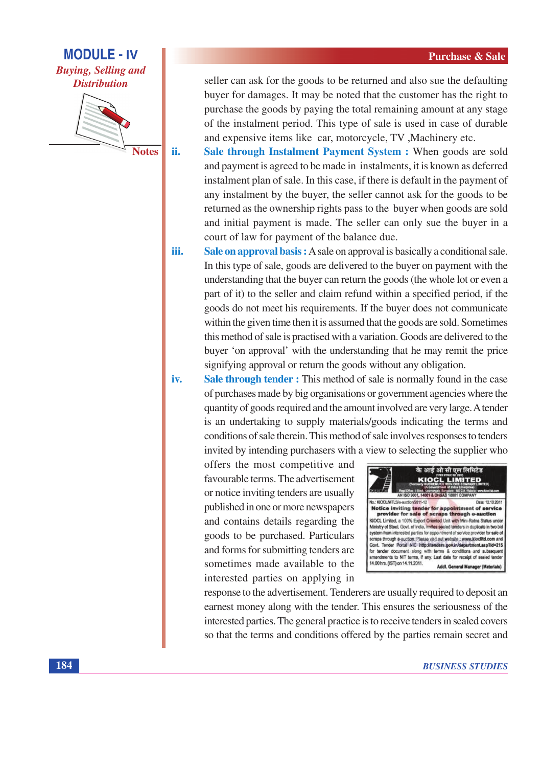seller can ask for the goods to be returned and also sue the defaulting buyer for damages. It may be noted that the customer has the right to purchase the goods by paying the total remaining amount at any stage of the instalment period. This type of sale is used in case of durable and expensive items like car, motorcycle, TV ,Machinery etc.

ii. **Sale through Instalment Payment System :** When goods are sold and payment is agreed to be made in instalments, it is known as deferred instalment plan of sale. In this case, if there is default in the payment of any instalment by the buyer, the seller cannot ask for the goods to be returned as the ownership rights pass to the buyer when goods are sold and initial payment is made. The seller can only sue the buyer in a court of law for payment of the balance due.

iii. **Sale on approval basis :** A sale on approval is basically a conditional sale. In this type of sale, goods are delivered to the buyer on payment with the understanding that the buyer can return the goods (the whole lot or even a part of it) to the seller and claim refund within a specified period, if the goods do not meet his requirements. If the buyer does not communicate within the given time then it is assumed that the goods are sold. Sometimes this method of sale is practised with a variation. Goods are delivered to the buyer 'on approval' with the understanding that he may remit the price signifying approval or return the goods without any obligation.

iv. **Sale through tender :** This method of sale is normally found in the case of purchases made by big organisations or government agencies where the quantity of goods required and the amount involved are very large. A tender is an undertaking to supply materials/goods indicating the terms and conditions of sale therein. This method of sale involves responses to tenders invited by intending purchasers with a view to selecting the supplier who offers the most competitive and favourable terms. The advertisement or notice inviting tenders are usually published in one or more newspapers and contains details regarding the goods to be purchased. Particulars and forms for submitting tenders are sometimes made available to the interested parties on applying in response to the advertisement. Tenderers are usually required to deposit an earnest money along with the tender. This ensures the seriousness of the interested parties. The general practice is to receive tenders in sealed covers so that the terms and conditions offered by the parties remain secret and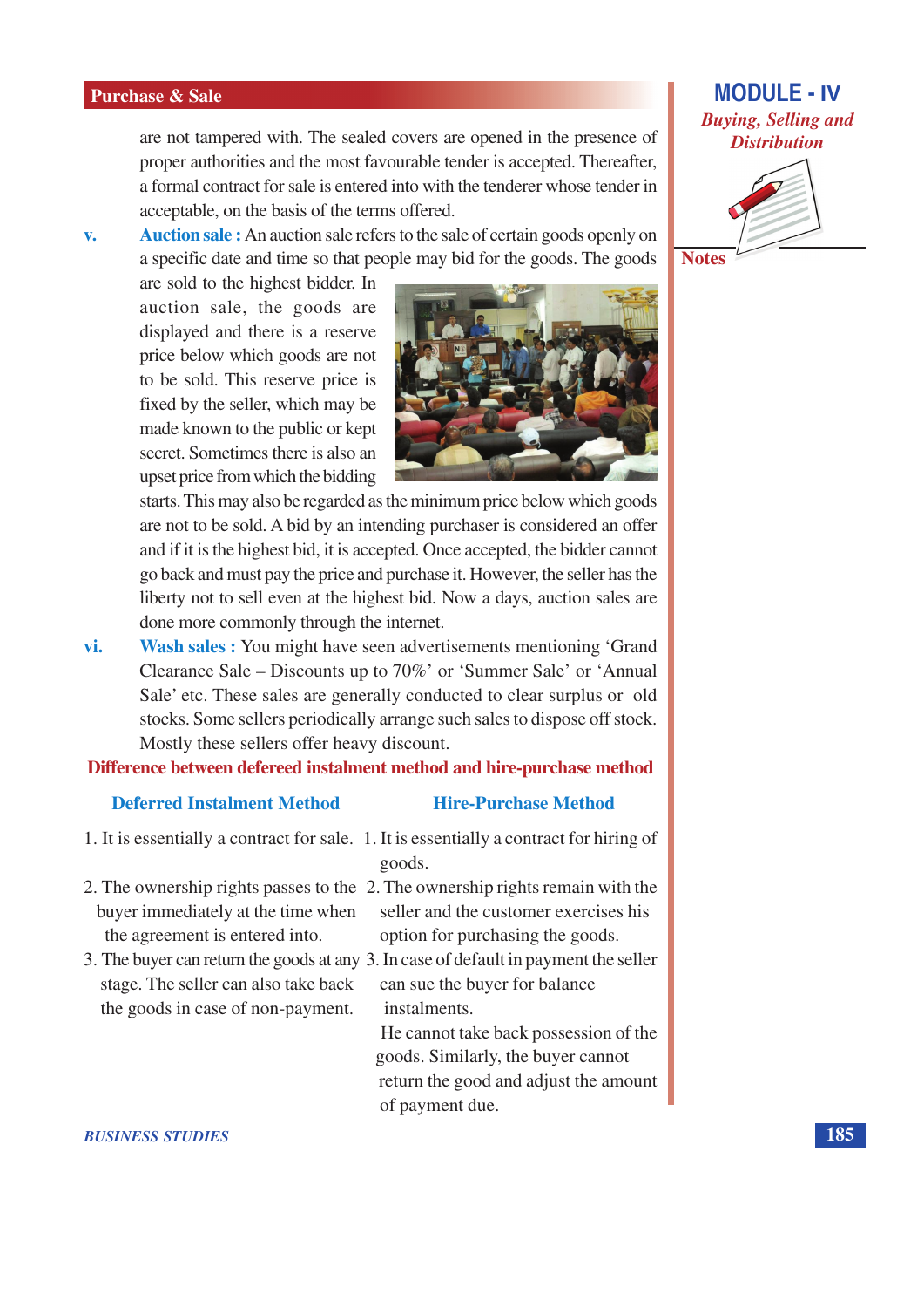are not tampered with. The sealed covers are opened in the presence of proper authorities and the most favourable tender is accepted. Thereafter, a formal contract for sale is entered into with the tenderer whose tender in acceptable, on the basis of the terms offered.

v. **Auction sale :** An auction sale refers to the sale of certain goods openly on a specific date and time so that people may bid for the goods. The goods are sold to the highest bidder. In auction sale, the goods are displayed and there is a reserve price below which goods are not to be sold. This reserve price is fixed by the seller, which may be made known to the public or kept secret. Sometimes there is also an upset price from which the bidding starts. This may also be regarded as the minimum price below which goods are not to be sold. A bid by an intending purchaser is considered an offer and if it is the highest bid, it is accepted. Once accepted, the bidder cannot go back and must pay the price and purchase it. However, the seller has the liberty not to sell even at the highest bid. Now a days, auction sales are done more commonly through the internet.

vi. **Wash sales :** You might have seen advertisements mentioning 'Grand Clearance Sale – Discounts up to 70%' or 'Summer Sale' or 'Annual Sale' etc. These sales are generally conducted to clear surplus or old stocks. Some sellers periodically arrange such sales to dispose off stock. Mostly these sellers offer heavy discount.

**Difference between defereed instalment method and hire-purchase method**

| Deferred Instalment Method | Hire-Purchase Method |
|---|---|
| 1. It is essentially a contract for sale. | 1. It is essentially a contract for hiring of goods. |
| 2. The ownership rights passes to the buyer immediately at the time when the agreement is entered into. | 2. The ownership rights remain with the seller and the customer exercises his option for purchasing the goods. |
| 3. The buyer can return the goods at any stage. The seller can also take back the goods in case of non-payment. | 3. In case of default in payment the seller can sue the buyer for balance instalments. He cannot take back possession of the goods. Similarly, the buyer cannot return the good and adjust the amount of payment due. |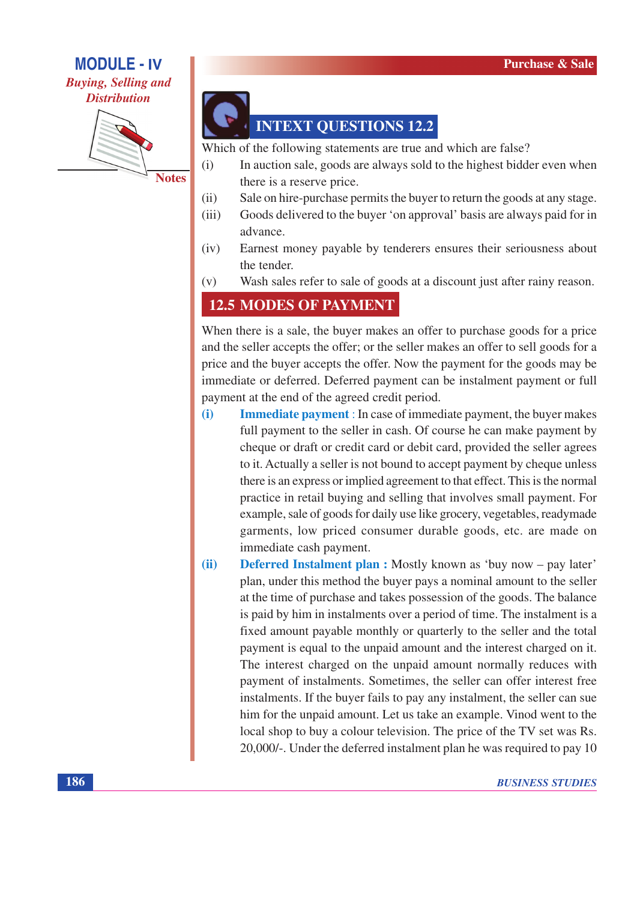## INTEXT QUESTIONS 12.2

Which of the following statements are true and which are false?

(i) In auction sale, goods are always sold to the highest bidder even when there is a reserve price.

(ii) Sale on hire-purchase permits the buyer to return the goods at any stage.

(iii) Goods delivered to the buyer 'on approval' basis are always paid for in advance.

(iv) Earnest money payable by tenderers ensures their seriousness about the tender.

(v) Wash sales refer to sale of goods at a discount just after rainy reason.

## 12.5 MODES OF PAYMENT

When there is a sale, the buyer makes an offer to purchase goods for a price and the seller accepts the offer; or the seller makes an offer to sell goods for a price and the buyer accepts the offer. Now the payment for the goods may be immediate or deferred. Deferred payment can be instalment payment or full payment at the end of the agreed credit period.

**(i) Immediate payment** : In case of immediate payment, the buyer makes full payment to the seller in cash. Of course he can make payment by cheque or draft or credit card or debit card, provided the seller agrees to it. Actually a seller is not bound to accept payment by cheque unless there is an express or implied agreement to that effect. This is the normal practice in retail buying and selling that involves small payment. For example, sale of goods for daily use like grocery, vegetables, readymade garments, low priced consumer durable goods, etc. are made on immediate cash payment.

**(ii) Deferred Instalment plan :** Mostly known as 'buy now – pay later' plan, under this method the buyer pays a nominal amount to the seller at the time of purchase and takes possession of the goods. The balance is paid by him in instalments over a period of time. The instalment is a fixed amount payable monthly or quarterly to the seller and the total payment is equal to the unpaid amount and the interest charged on it. The interest charged on the unpaid amount normally reduces with payment of instalments. Sometimes, the seller can offer interest free instalments. If the buyer fails to pay any instalment, the seller can sue him for the unpaid amount. Let us take an example. Vinod went to the local shop to buy a colour television. The price of the TV set was Rs. 20,000/-. Under the deferred instalment plan he was required to pay 10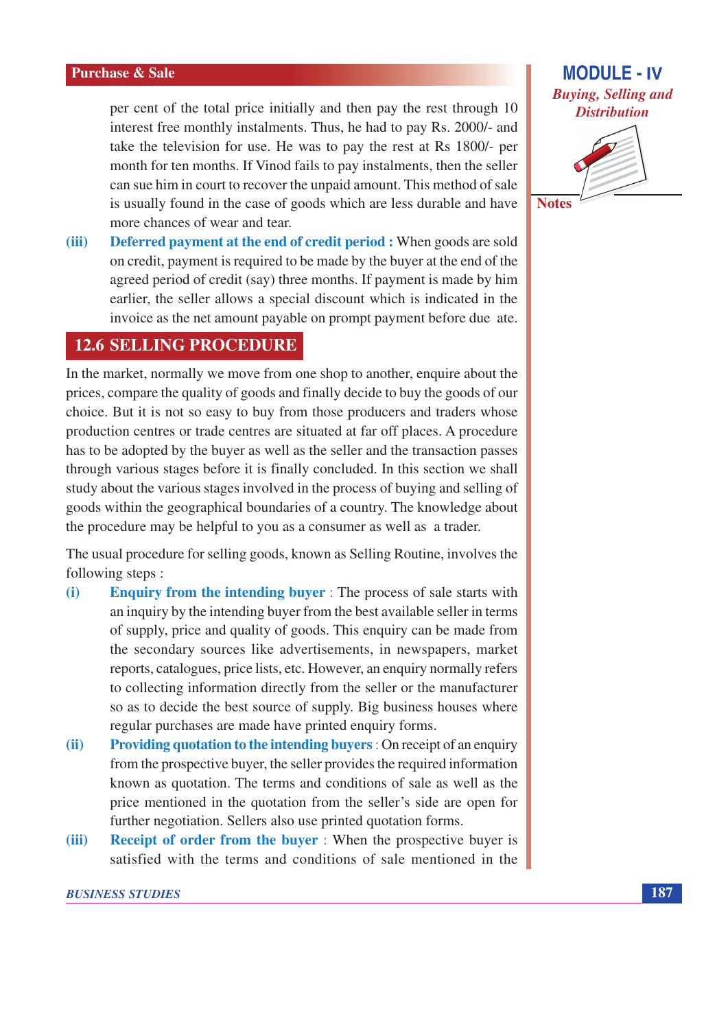per cent of the total price initially and then pay the rest through 10 interest free monthly instalments. Thus, he had to pay Rs. 2000/- and take the television for use. He was to pay the rest at Rs 1800/- per month for ten months. If Vinod fails to pay instalments, then the seller can sue him in court to recover the unpaid amount. This method of sale is usually found in the case of goods which are less durable and have more chances of wear and tear.

(iii) **Deferred payment at the end of credit period :** When goods are sold on credit, payment is required to be made by the buyer at the end of the agreed period of credit (say) three months. If payment is made by him earlier, the seller allows a special discount which is indicated in the invoice as the net amount payable on prompt payment before due ate.

## 12.6 SELLING PROCEDURE

In the market, normally we move from one shop to another, enquire about the prices, compare the quality of goods and finally decide to buy the goods of our choice. But it is not so easy to buy from those producers and traders whose production centres or trade centres are situated at far off places. A procedure has to be adopted by the buyer as well as the seller and the transaction passes through various stages before it is finally concluded. In this section we shall study about the various stages involved in the process of buying and selling of goods within the geographical boundaries of a country. The knowledge about the procedure may be helpful to you as a consumer as well as a trader.

The usual procedure for selling goods, known as Selling Routine, involves the following steps :

(i) **Enquiry from the intending buyer** : The process of sale starts with an inquiry by the intending buyer from the best available seller in terms of supply, price and quality of goods. This enquiry can be made from the secondary sources like advertisements, in newspapers, market reports, catalogues, price lists, etc. However, an enquiry normally refers to collecting information directly from the seller or the manufacturer so as to decide the best source of supply. Big business houses where regular purchases are made have printed enquiry forms.

(ii) **Providing quotation to the intending buyers** : On receipt of an enquiry from the prospective buyer, the seller provides the required information known as quotation. The terms and conditions of sale as well as the price mentioned in the quotation from the seller's side are open for further negotiation. Sellers also use printed quotation forms.

(iii) **Receipt of order from the buyer** : When the prospective buyer is satisfied with the terms and conditions of sale mentioned in the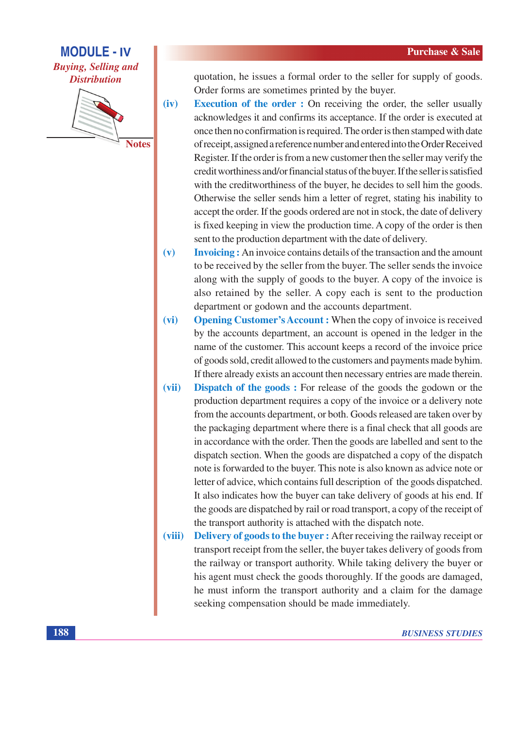quotation, he issues a formal order to the seller for supply of goods. Order forms are sometimes printed by the buyer.

(iv) **Execution of the order :** On receiving the order, the seller usually acknowledges it and confirms its acceptance. If the order is executed at once then no confirmation is required. The order is then stamped with date of receipt, assigned a reference number and entered into the Order Received Register. If the order is from a new customer then the seller may verify the credit worthiness and/or financial status of the buyer. If the seller is satisfied with the creditworthiness of the buyer, he decides to sell him the goods. Otherwise the seller sends him a letter of regret, stating his inability to accept the order. If the goods ordered are not in stock, the date of delivery is fixed keeping in view the production time. A copy of the order is then sent to the production department with the date of delivery.

(v) **Invoicing :** An invoice contains details of the transaction and the amount to be received by the seller from the buyer. The seller sends the invoice along with the supply of goods to the buyer. A copy of the invoice is also retained by the seller. A copy each is sent to the production department or godown and the accounts department.

(vi) **Opening Customer's Account :** When the copy of invoice is received by the accounts department, an account is opened in the ledger in the name of the customer. This account keeps a record of the invoice price of goods sold, credit allowed to the customers and payments made byhim. If there already exists an account then necessary entries are made therein.

(vii) **Dispatch of the goods :** For release of the goods the godown or the production department requires a copy of the invoice or a delivery note from the accounts department, or both. Goods released are taken over by the packaging department where there is a final check that all goods are in accordance with the order. Then the goods are labelled and sent to the dispatch section. When the goods are dispatched a copy of the dispatch note is forwarded to the buyer. This note is also known as advice note or letter of advice, which contains full description of the goods dispatched. It also indicates how the buyer can take delivery of goods at his end. If the goods are dispatched by rail or road transport, a copy of the receipt of the transport authority is attached with the dispatch note.

(viii) **Delivery of goods to the buyer :** After receiving the railway receipt or transport receipt from the seller, the buyer takes delivery of goods from the railway or transport authority. While taking delivery the buyer or his agent must check the goods thoroughly. If the goods are damaged, he must inform the transport authority and a claim for the damage seeking compensation should be made immediately.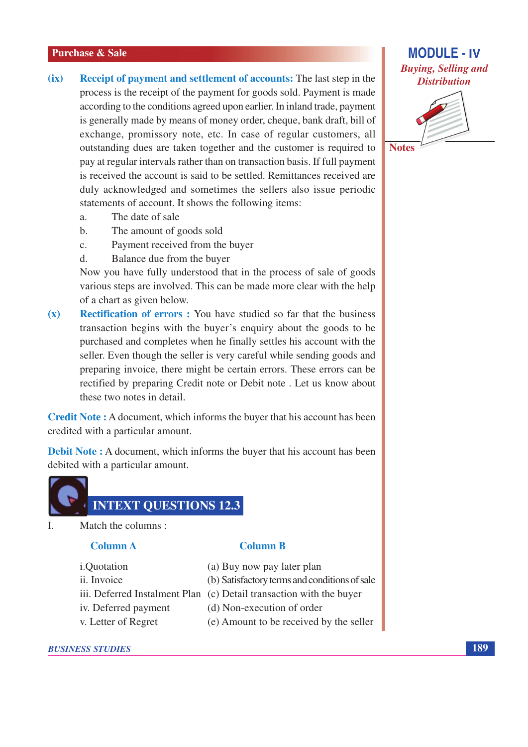**(ix) Receipt of payment and settlement of accounts:** The last step in the process is the receipt of the payment for goods sold. Payment is made according to the conditions agreed upon earlier. In inland trade, payment is generally made by means of money order, cheque, bank draft, bill of exchange, promissory note, etc. In case of regular customers, all outstanding dues are taken together and the customer is required to pay at regular intervals rather than on transaction basis. If full payment is received the account is said to be settled. Remittances received are duly acknowledged and sometimes the sellers also issue periodic statements of account. It shows the following items:

a. The date of sale
b. The amount of goods sold
c. Payment received from the buyer
d. Balance due from the buyer

Now you have fully understood that in the process of sale of goods various steps are involved. This can be made more clear with the help of a chart as given below.

**(x) Rectification of errors :** You have studied so far that the business transaction begins with the buyer's enquiry about the goods to be purchased and completes when he finally settles his account with the seller. Even though the seller is very careful while sending goods and preparing invoice, there might be certain errors. These errors can be rectified by preparing Credit note or Debit note . Let us know about these two notes in detail.

**Credit Note :** A document, which informs the buyer that his account has been credited with a particular amount.

**Debit Note :** A document, which informs the buyer that his account has been debited with a particular amount.

## INTEXT QUESTIONS 12.3

I. Match the columns :

| Column A | Column B |
|---|---|
| i.Quotation | (a) Buy now pay later plan |
| ii. Invoice | (b) Satisfactory terms and conditions of sale |
| iii. Deferred Instalment Plan | (c) Detail transaction with the buyer |
| iv. Deferred payment | (d) Non-execution of order |
| v. Letter of Regret | (e) Amount to be received by the seller |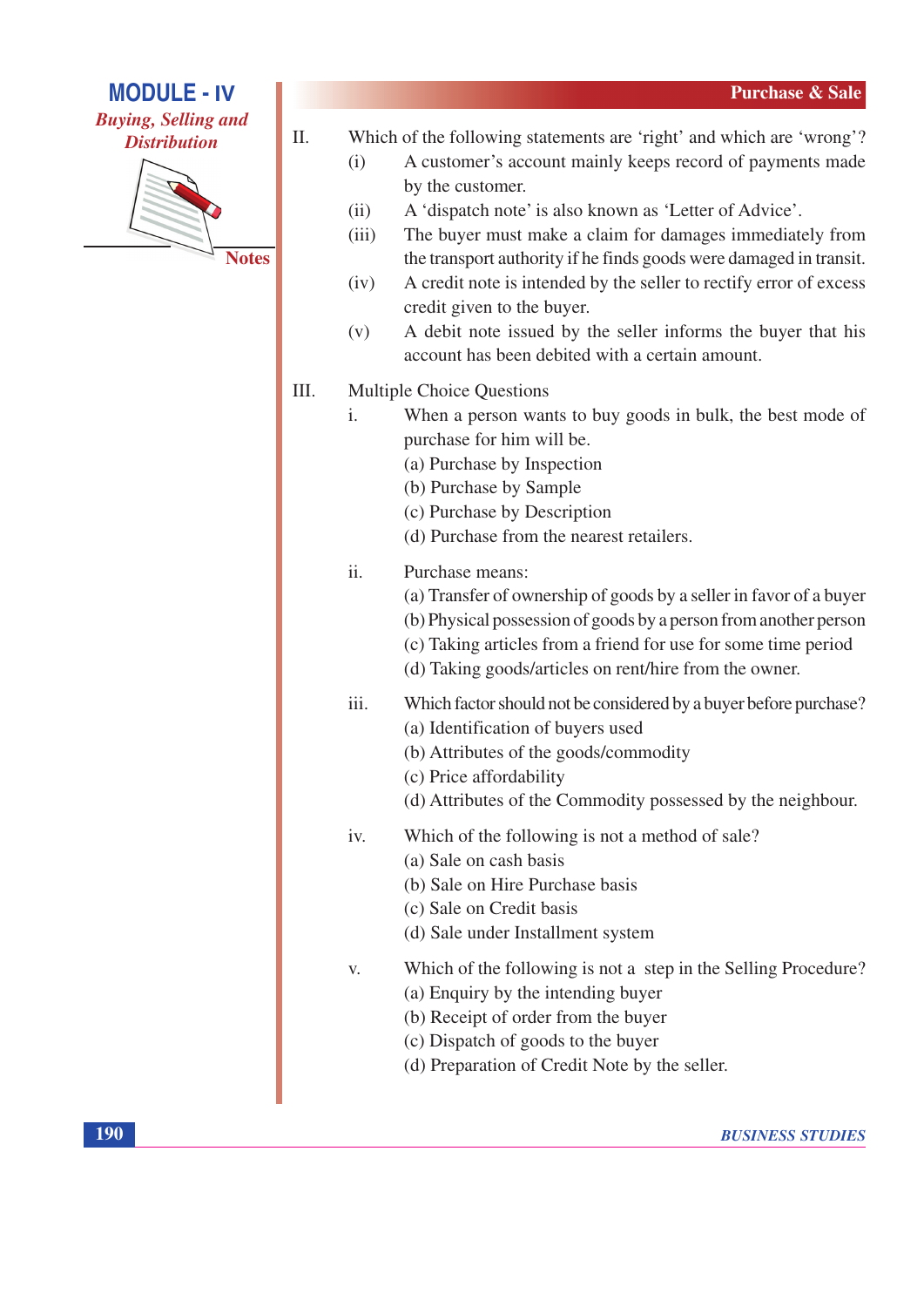II. Which of the following statements are 'right' and which are 'wrong'?

(i) A customer's account mainly keeps record of payments made by the customer.

(ii) A 'dispatch note' is also known as 'Letter of Advice'.

(iii) The buyer must make a claim for damages immediately from the transport authority if he finds goods were damaged in transit.

(iv) A credit note is intended by the seller to rectify error of excess credit given to the buyer.

(v) A debit note issued by the seller informs the buyer that his account has been debited with a certain amount.

III. Multiple Choice Questions

i. When a person wants to buy goods in bulk, the best mode of purchase for him will be.

(a) Purchase by Inspection
(b) Purchase by Sample
(c) Purchase by Description
(d) Purchase from the nearest retailers.

ii. Purchase means:

(a) Transfer of ownership of goods by a seller in favor of a buyer
(b) Physical possession of goods by a person from another person
(c) Taking articles from a friend for use for some time period
(d) Taking goods/articles on rent/hire from the owner.

iii. Which factor should not be considered by a buyer before purchase?

(a) Identification of buyers used
(b) Attributes of the goods/commodity
(c) Price affordability
(d) Attributes of the Commodity possessed by the neighbour.

iv. Which of the following is not a method of sale?

(a) Sale on cash basis
(b) Sale on Hire Purchase basis
(c) Sale on Credit basis
(d) Sale under Installment system

v. Which of the following is not a step in the Selling Procedure?

(a) Enquiry by the intending buyer
(b) Receipt of order from the buyer
(c) Dispatch of goods to the buyer
(d) Preparation of Credit Note by the seller.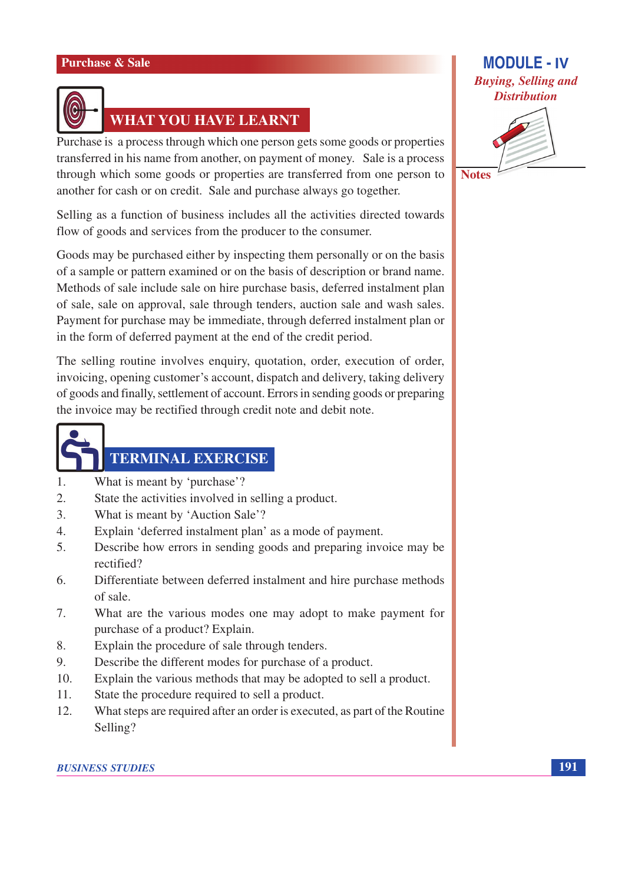## WHAT YOU HAVE LEARNT

Purchase is a process through which one person gets some goods or properties transferred in his name from another, on payment of money. Sale is a process through which some goods or properties are transferred from one person to another for cash or on credit. Sale and purchase always go together.

Selling as a function of business includes all the activities directed towards flow of goods and services from the producer to the consumer.

Goods may be purchased either by inspecting them personally or on the basis of a sample or pattern examined or on the basis of description or brand name. Methods of sale include sale on hire purchase basis, deferred instalment plan of sale, sale on approval, sale through tenders, auction sale and wash sales. Payment for purchase may be immediate, through deferred instalment plan or in the form of deferred payment at the end of the credit period.

The selling routine involves enquiry, quotation, order, execution of order, invoicing, opening customer's account, dispatch and delivery, taking delivery of goods and finally, settlement of account. Errors in sending goods or preparing the invoice may be rectified through credit note and debit note.

## TERMINAL EXERCISE

1. What is meant by 'purchase'?
2. State the activities involved in selling a product.
3. What is meant by 'Auction Sale'?
4. Explain 'deferred instalment plan' as a mode of payment.
5. Describe how errors in sending goods and preparing invoice may be rectified?
6. Differentiate between deferred instalment and hire purchase methods of sale.
7. What are the various modes one may adopt to make payment for purchase of a product? Explain.
8. Explain the procedure of sale through tenders.
9. Describe the different modes for purchase of a product.
10. Explain the various methods that may be adopted to sell a product.
11. State the procedure required to sell a product.
12. What steps are required after an order is executed, as part of the Routine Selling?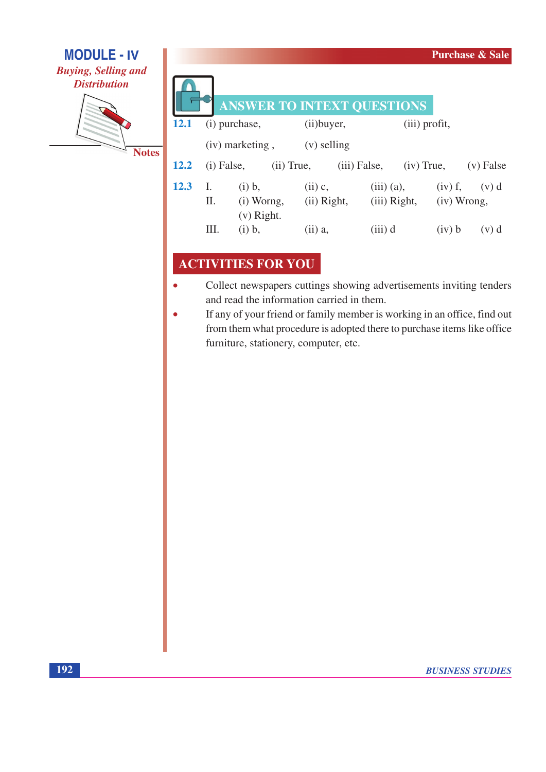## ANSWER TO INTEXT QUESTIONS

**12.1** (i) purchase, (ii)buyer, (iii) profit, (iv) marketing , (v) selling

**12.2** (i) False, (ii) True, (iii) False, (iv) True, (v) False

**12.3**

I. (i) b, (ii) c, (iii) (a), (iv) f, (v) d

II. (i) Worng, (ii) Right, (iii) Right, (iv) Wrong, (v) Right.

III. (i) b, (ii) a, (iii) d (iv) b (v) d

## ACTIVITIES FOR YOU

- Collect newspapers cuttings showing advertisements inviting tenders and read the information carried in them.
- If any of your friend or family member is working in an office, find out from them what procedure is adopted there to purchase items like office furniture, stationery, computer, etc.